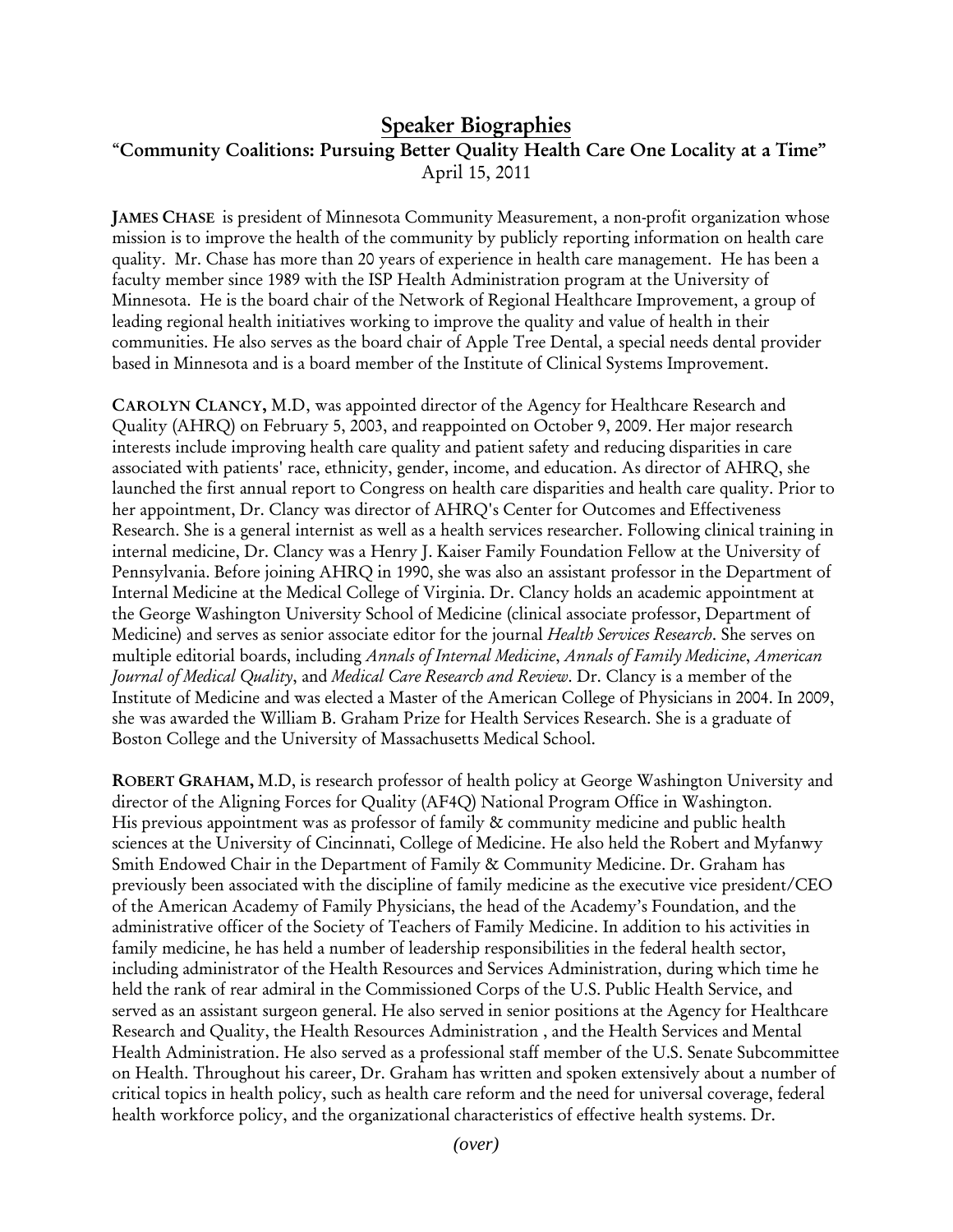# Speaker Biographies

## "Community Coalitions: Pursuing Better Quality Health Care One Locality at a Time"

April 15, 2011

**JAMES CHASE** is president of Minnesota Community Measurement, a non-profit organization whose mission is to improve the health of the community by publicly reporting information on health care quality. Mr. Chase has more than 20 years of experience in health care management. He has been a faculty member since 1989 with the ISP Health Administration program at the University of Minnesota. He is the board chair of the Network of Regional Healthcare Improvement, a group of leading regional health initiatives working to improve the quality and value of health in their communities. He also serves as the board chair of Apple Tree Dental, a special needs dental provider based in Minnesota and is a board member of the Institute of Clinical Systems Improvement.

**CAROLYN CLANCY,** M.D, was appointed director of the Agency for Healthcare Research and Quality (AHRQ) on February 5, 2003, and reappointed on October 9, 2009. Her major research interests include improving health care quality and patient safety and reducing disparities in care associated with patients' race, ethnicity, gender, income, and education. As director of AHRQ, she launched the first annual report to Congress on health care disparities and health care quality. Prior to her appointment, Dr. Clancy was director of AHRQ's Center for Outcomes and Effectiveness Research. She is a general internist as well as a health services researcher. Following clinical training in internal medicine, Dr. Clancy was a Henry J. Kaiser Family Foundation Fellow at the University of Pennsylvania. Before joining AHRQ in 1990, she was also an assistant professor in the Department of Internal Medicine at the Medical College of Virginia. Dr. Clancy holds an academic appointment at the George Washington University School of Medicine (clinical associate professor, Department of Medicine) and serves as senior associate editor for the journal *Health Services Research*. She serves on multiple editorial boards, including *Annals of Internal Medicine*, *Annals of Family Medicine*, *American Journal of Medical Quality*, and *Medical Care Research and Review*. Dr. Clancy is a member of the Institute of Medicine and was elected a Master of the American College of Physicians in 2004. In 2009, she was awarded the William B. Graham Prize for Health Services Research. She is a graduate of Boston College and the University of Massachusetts Medical School.

**ROBERT GRAHAM,** M.D, is research professor of health policy at George Washington University and director of the Aligning Forces for Quality (AF4Q) National Program Office in Washington. His previous appointment was as professor of family & community medicine and public health sciences at the University of Cincinnati, College of Medicine. He also held the Robert and Myfanwy Smith Endowed Chair in the Department of Family & Community Medicine. Dr. Graham has previously been associated with the discipline of family medicine as the executive vice president/CEO of the American Academy of Family Physicians, the head of the Academy's Foundation, and the administrative officer of the Society of Teachers of Family Medicine. In addition to his activities in family medicine, he has held a number of leadership responsibilities in the federal health sector, including administrator of the Health Resources and Services Administration, during which time he held the rank of rear admiral in the Commissioned Corps of the U.S. Public Health Service, and served as an assistant surgeon general. He also served in senior positions at the Agency for Healthcare Research and Quality, the Health Resources Administration , and the Health Services and Mental Health Administration. He also served as a professional staff member of the U.S. Senate Subcommittee on Health. Throughout his career, Dr. Graham has written and spoken extensively about a number of critical topics in health policy, such as health care reform and the need for universal coverage, federal health workforce policy, and the organizational characteristics of effective health systems. Dr.

*(over)*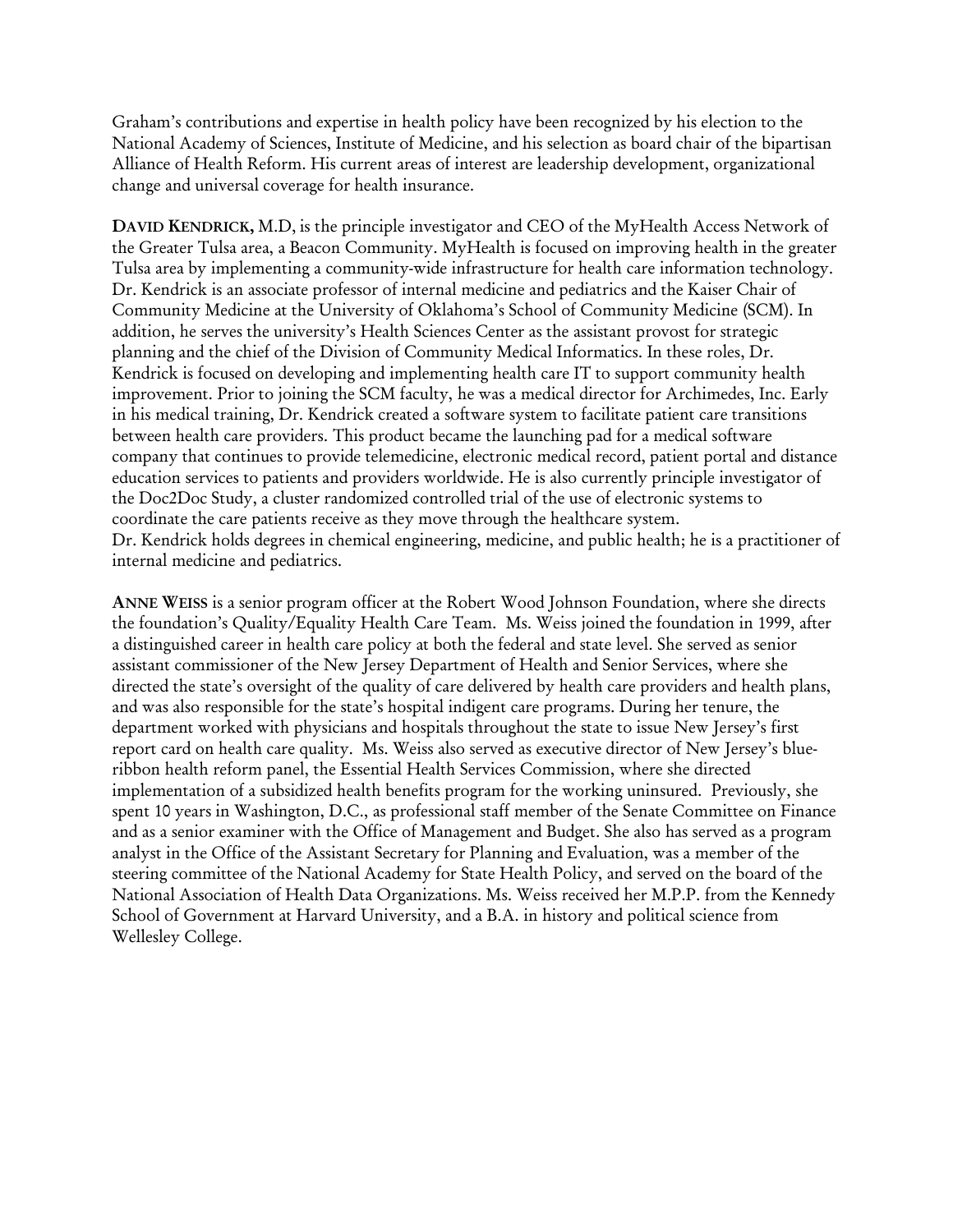Graham's contributions and expertise in health policy have been recognized by his election to the National Academy of Sciences, Institute of Medicine, and his selection as board chair of the bipartisan Alliance of Health Reform. His current areas of interest are leadership development, organizational change and universal coverage for health insurance.

**DAVID KENDRICK,** M.D, is the principle investigator and CEO of the MyHealth Access Network of the Greater Tulsa area, a Beacon Community. MyHealth is focused on improving health in the greater Tulsa area by implementing a community-wide infrastructure for health care information technology. Dr. Kendrick is an associate professor of internal medicine and pediatrics and the Kaiser Chair of Community Medicine at the University of Oklahoma's School of Community Medicine (SCM). In addition, he serves the university's Health Sciences Center as the assistant provost for strategic planning and the chief of the Division of Community Medical Informatics. In these roles, Dr. Kendrick is focused on developing and implementing health care IT to support community health improvement. Prior to joining the SCM faculty, he was a medical director for Archimedes, Inc. Early in his medical training, Dr. Kendrick created a software system to facilitate patient care transitions between health care providers. This product became the launching pad for a medical software company that continues to provide telemedicine, electronic medical record, patient portal and distance education services to patients and providers worldwide. He is also currently principle investigator of the Doc2Doc Study, a cluster randomized controlled trial of the use of electronic systems to coordinate the care patients receive as they move through the healthcare system.
Dr. Kendrick holds degrees in chemical engineering, medicine, and public health; he is a practitioner of internal medicine and pediatrics.

**ANNE WEISS** is a senior program officer at the Robert Wood Johnson Foundation, where she directs the foundation's Quality/Equality Health Care Team. Ms. Weiss joined the foundation in 1999, after a distinguished career in health care policy at both the federal and state level. She served as senior assistant commissioner of the New Jersey Department of Health and Senior Services, where she directed the state's oversight of the quality of care delivered by health care providers and health plans, and was also responsible for the state's hospital indigent care programs. During her tenure, the department worked with physicians and hospitals throughout the state to issue New Jersey's first report card on health care quality. Ms. Weiss also served as executive director of New Jersey's blue-ribbon health reform panel, the Essential Health Services Commission, where she directed implementation of a subsidized health benefits program for the working uninsured. Previously, she spent 10 years in Washington, D.C., as professional staff member of the Senate Committee on Finance and as a senior examiner with the Office of Management and Budget. She also has served as a program analyst in the Office of the Assistant Secretary for Planning and Evaluation, was a member of the steering committee of the National Academy for State Health Policy, and served on the board of the National Association of Health Data Organizations. Ms. Weiss received her M.P.P. from the Kennedy School of Government at Harvard University, and a B.A. in history and political science from Wellesley College.